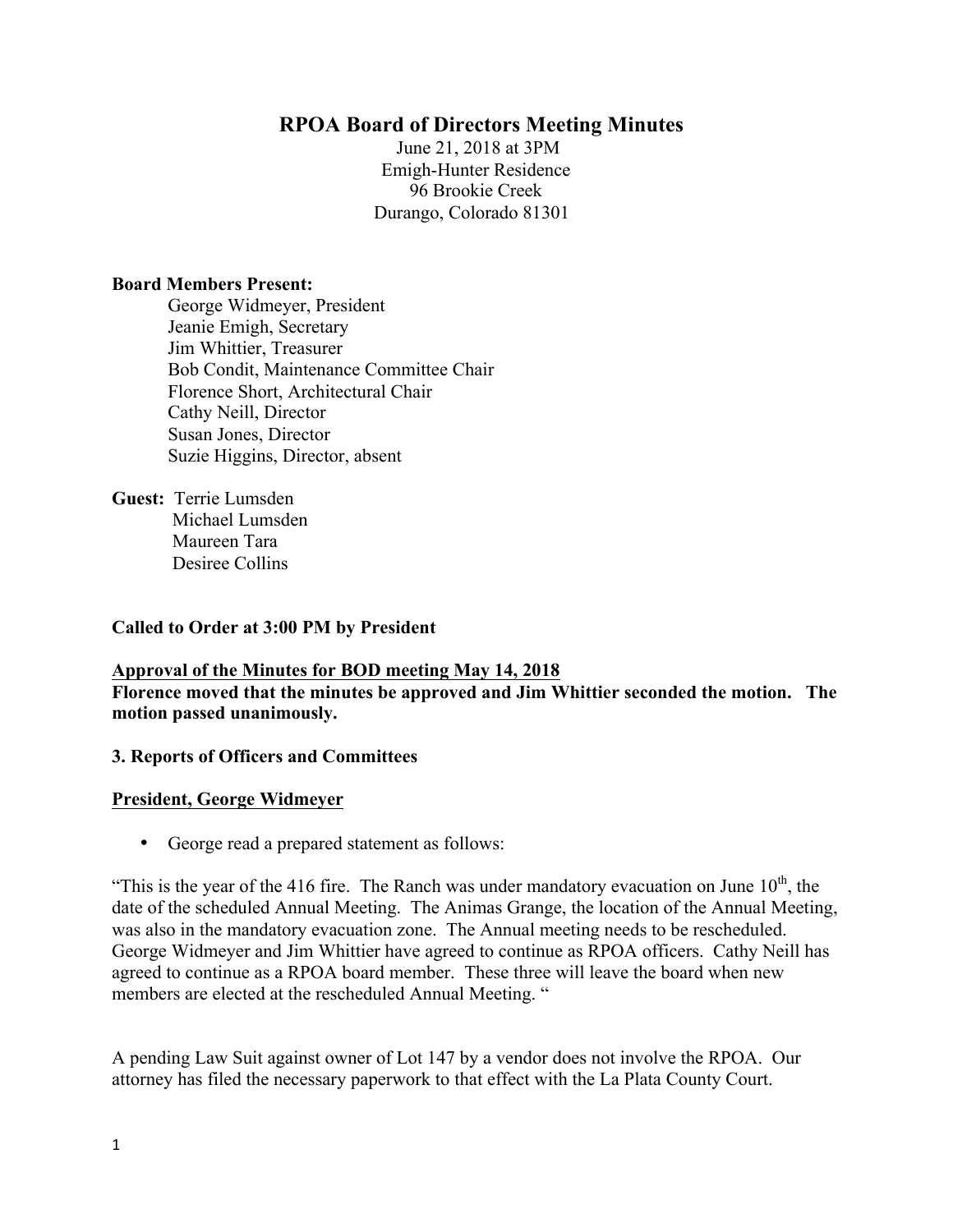# RPOA Board of Directors Meeting Minutes

June 21, 2018 at 3PM
Emigh-Hunter Residence
96 Brookie Creek
Durango, Colorado 81301

**Board Members Present:**

George Widmeyer, President
Jeanie Emigh, Secretary
Jim Whittier, Treasurer
Bob Condit, Maintenance Committee Chair
Florence Short, Architectural Chair
Cathy Neill, Director
Susan Jones, Director
Suzie Higgins, Director, absent

**Guest:** Terrie Lumsden
Michael Lumsden
Maureen Tara
Desiree Collins

**Called to Order at 3:00 PM by President**

**<u>Approval of the Minutes for BOD meeting May 14, 2018</u>**

**Florence moved that the minutes be approved and Jim Whittier seconded the motion. The motion passed unanimously.**

**3. Reports of Officers and Committees**

**<u>President, George Widmeyer</u>**

- George read a prepared statement as follows:

"This is the year of the 416 fire. The Ranch was under mandatory evacuation on June 10th, the date of the scheduled Annual Meeting. The Animas Grange, the location of the Annual Meeting, was also in the mandatory evacuation zone. The Annual meeting needs to be rescheduled. George Widmeyer and Jim Whittier have agreed to continue as RPOA officers. Cathy Neill has agreed to continue as a RPOA board member. These three will leave the board when new members are elected at the rescheduled Annual Meeting. "

A pending Law Suit against owner of Lot 147 by a vendor does not involve the RPOA. Our attorney has filed the necessary paperwork to that effect with the La Plata County Court.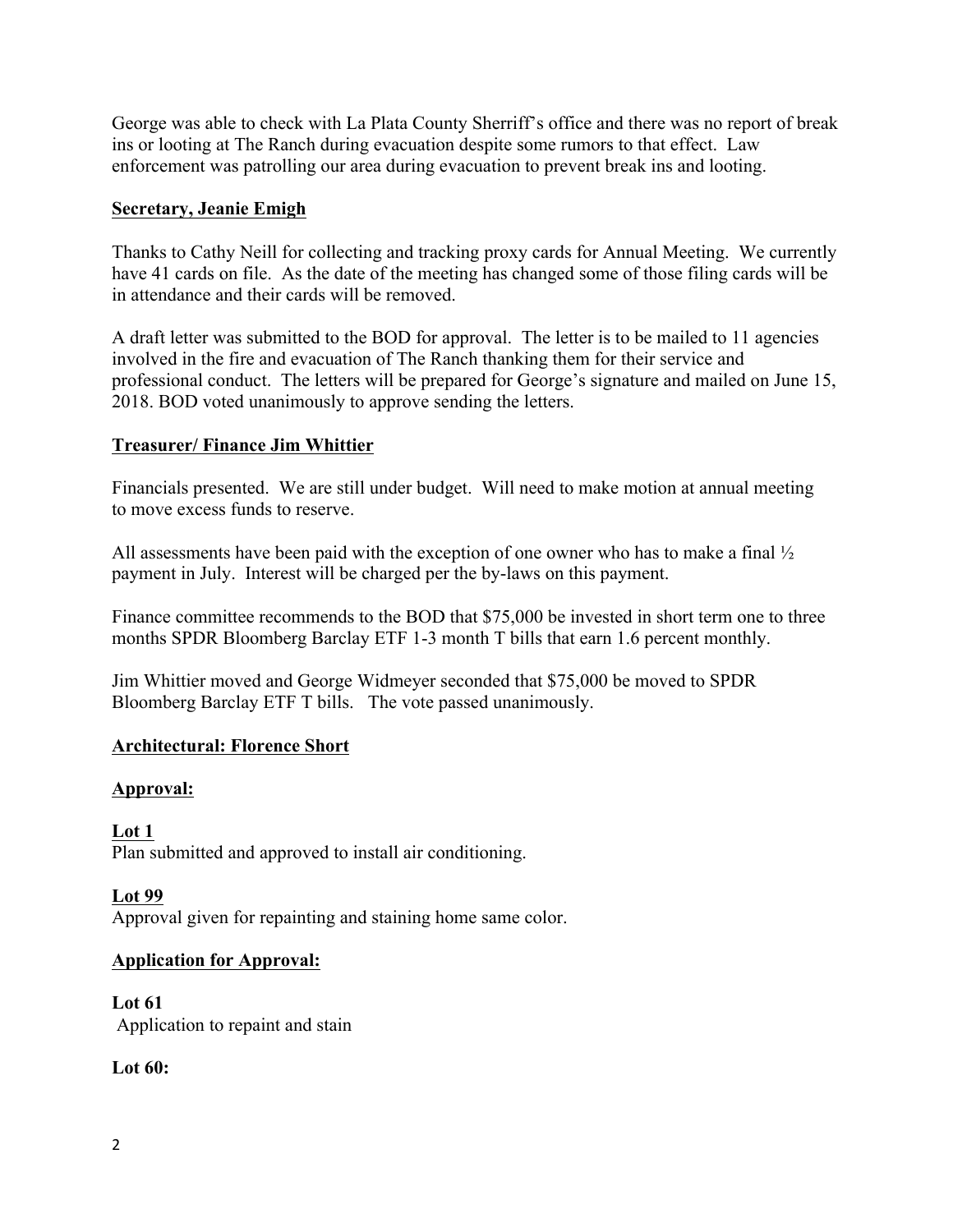George was able to check with La Plata County Sherriff's office and there was no report of break ins or looting at The Ranch during evacuation despite some rumors to that effect. Law enforcement was patrolling our area during evacuation to prevent break ins and looting.

**Secretary, Jeanie Emigh**

Thanks to Cathy Neill for collecting and tracking proxy cards for Annual Meeting. We currently have 41 cards on file. As the date of the meeting has changed some of those filing cards will be in attendance and their cards will be removed.

A draft letter was submitted to the BOD for approval. The letter is to be mailed to 11 agencies involved in the fire and evacuation of The Ranch thanking them for their service and professional conduct. The letters will be prepared for George's signature and mailed on June 15, 2018. BOD voted unanimously to approve sending the letters.

**Treasurer/ Finance Jim Whittier**

Financials presented. We are still under budget. Will need to make motion at annual meeting to move excess funds to reserve.

All assessments have been paid with the exception of one owner who has to make a final ½ payment in July. Interest will be charged per the by-laws on this payment.

Finance committee recommends to the BOD that $75,000 be invested in short term one to three months SPDR Bloomberg Barclay ETF 1-3 month T bills that earn 1.6 percent monthly.

Jim Whittier moved and George Widmeyer seconded that $75,000 be moved to SPDR Bloomberg Barclay ETF T bills. The vote passed unanimously.

**Architectural: Florence Short**

**Approval:**

**Lot 1**
Plan submitted and approved to install air conditioning.

**Lot 99**
Approval given for repainting and staining home same color.

**Application for Approval:**

**Lot 61**
Application to repaint and stain

**Lot 60:**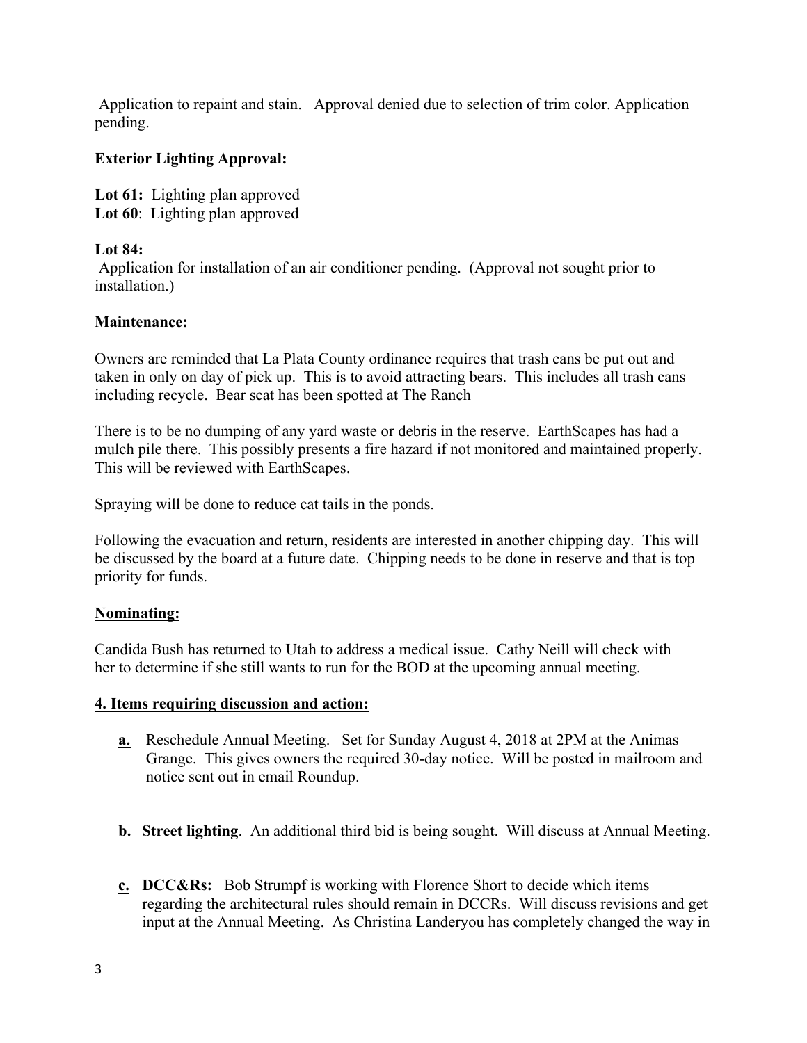Application to repaint and stain. Approval denied due to selection of trim color. Application pending.

**Exterior Lighting Approval:**

**Lot 61:** Lighting plan approved
**Lot 60**: Lighting plan approved

**Lot 84:**
Application for installation of an air conditioner pending. (Approval not sought prior to installation.)

**<u>Maintenance:</u>**

Owners are reminded that La Plata County ordinance requires that trash cans be put out and taken in only on day of pick up. This is to avoid attracting bears. This includes all trash cans including recycle. Bear scat has been spotted at The Ranch

There is to be no dumping of any yard waste or debris in the reserve. EarthScapes has had a mulch pile there. This possibly presents a fire hazard if not monitored and maintained properly. This will be reviewed with EarthScapes.

Spraying will be done to reduce cat tails in the ponds.

Following the evacuation and return, residents are interested in another chipping day. This will be discussed by the board at a future date. Chipping needs to be done in reserve and that is top priority for funds.

**<u>Nominating:</u>**

Candida Bush has returned to Utah to address a medical issue. Cathy Neill will check with her to determine if she still wants to run for the BOD at the upcoming annual meeting.

**<u>4. Items requiring discussion and action:</u>**

- **<u>a.</u>** Reschedule Annual Meeting. Set for Sunday August 4, 2018 at 2PM at the Animas Grange. This gives owners the required 30-day notice. Will be posted in mailroom and notice sent out in email Roundup.

- **<u>b.</u>** **Street lighting**. An additional third bid is being sought. Will discuss at Annual Meeting.

- **<u>c.</u>** **DCC&Rs:** Bob Strumpf is working with Florence Short to decide which items regarding the architectural rules should remain in DCCRs. Will discuss revisions and get input at the Annual Meeting. As Christina Landeryou has completely changed the way in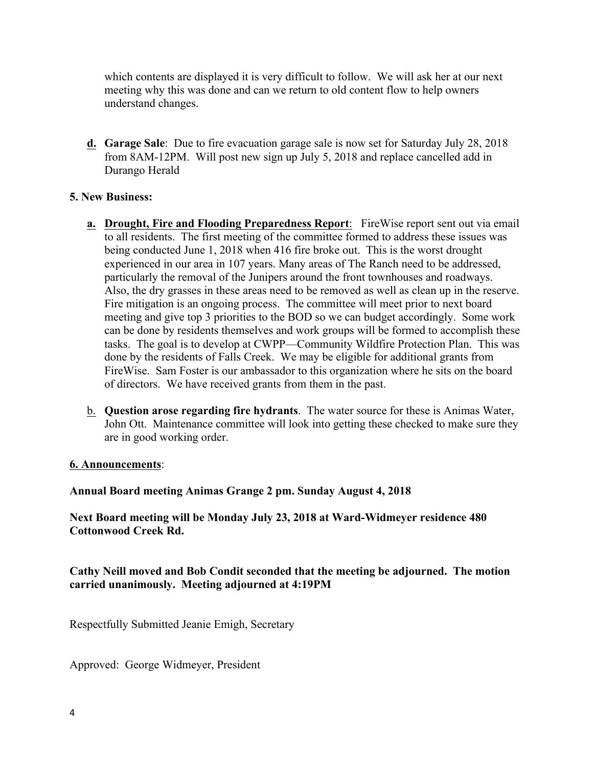which contents are displayed it is very difficult to follow. We will ask her at our next meeting why this was done and can we return to old content flow to help owners understand changes.

**d. Garage Sale**: Due to fire evacuation garage sale is now set for Saturday July 28, 2018 from 8AM-12PM. Will post new sign up July 5, 2018 and replace cancelled add in Durango Herald

**5. New Business:**

**a. Drought, Fire and Flooding Preparedness Report**: FireWise report sent out via email to all residents. The first meeting of the committee formed to address these issues was being conducted June 1, 2018 when 416 fire broke out. This is the worst drought experienced in our area in 107 years. Many areas of The Ranch need to be addressed, particularly the removal of the Junipers around the front townhouses and roadways. Also, the dry grasses in these areas need to be removed as well as clean up in the reserve. Fire mitigation is an ongoing process. The committee will meet prior to next board meeting and give top 3 priorities to the BOD so we can budget accordingly. Some work can be done by residents themselves and work groups will be formed to accomplish these tasks. The goal is to develop at CWPP—Community Wildfire Protection Plan. This was done by the residents of Falls Creek. We may be eligible for additional grants from FireWise. Sam Foster is our ambassador to this organization where he sits on the board of directors. We have received grants from them in the past.

b. **Question arose regarding fire hydrants**. The water source for these is Animas Water, John Ott. Maintenance committee will look into getting these checked to make sure they are in good working order.

**6. Announcements**:

**Annual Board meeting Animas Grange 2 pm. Sunday August 4, 2018**

**Next Board meeting will be Monday July 23, 2018 at Ward-Widmeyer residence 480 Cottonwood Creek Rd.**

**Cathy Neill moved and Bob Condit seconded that the meeting be adjourned. The motion carried unanimously. Meeting adjourned at 4:19PM**

Respectfully Submitted Jeanie Emigh, Secretary

Approved: George Widmeyer, President